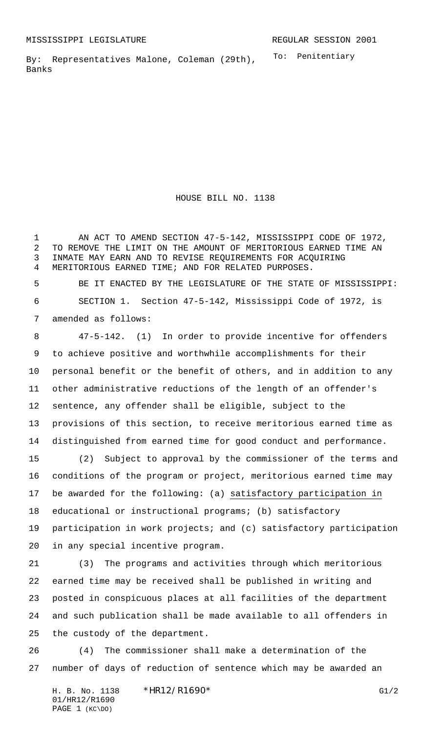MISSISSIPPI LEGISLATURE REGULAR SESSION 2001

By: Representatives Malone, Coleman (29th), Banks

To: Penitentiary

# HOUSE BILL NO. 1138

AN ACT TO AMEND SECTION 47-5-142, MISSISSIPPI CODE OF 1972, TO REMOVE THE LIMIT ON THE AMOUNT OF MERITORIOUS EARNED TIME AN INMATE MAY EARN AND TO REVISE REQUIREMENTS FOR ACQUIRING MERITORIOUS EARNED TIME; AND FOR RELATED PURPOSES.

BE IT ENACTED BY THE LEGISLATURE OF THE STATE OF MISSISSIPPI:

SECTION 1. Section 47-5-142, Mississippi Code of 1972, is amended as follows:

47-5-142. (1) In order to provide incentive for offenders to achieve positive and worthwhile accomplishments for their personal benefit or the benefit of others, and in addition to any other administrative reductions of the length of an offender's sentence, any offender shall be eligible, subject to the provisions of this section, to receive meritorious earned time as distinguished from earned time for good conduct and performance.

(2) Subject to approval by the commissioner of the terms and conditions of the program or project, meritorious earned time may be awarded for the following: (a) satisfactory participation in educational or instructional programs; (b) satisfactory participation in work projects; and (c) satisfactory participation in any special incentive program.

(3) The programs and activities through which meritorious earned time may be received shall be published in writing and posted in conspicuous places at all facilities of the department and such publication shall be made available to all offenders in the custody of the department.

(4) The commissioner shall make a determination of the number of days of reduction of sentence which may be awarded an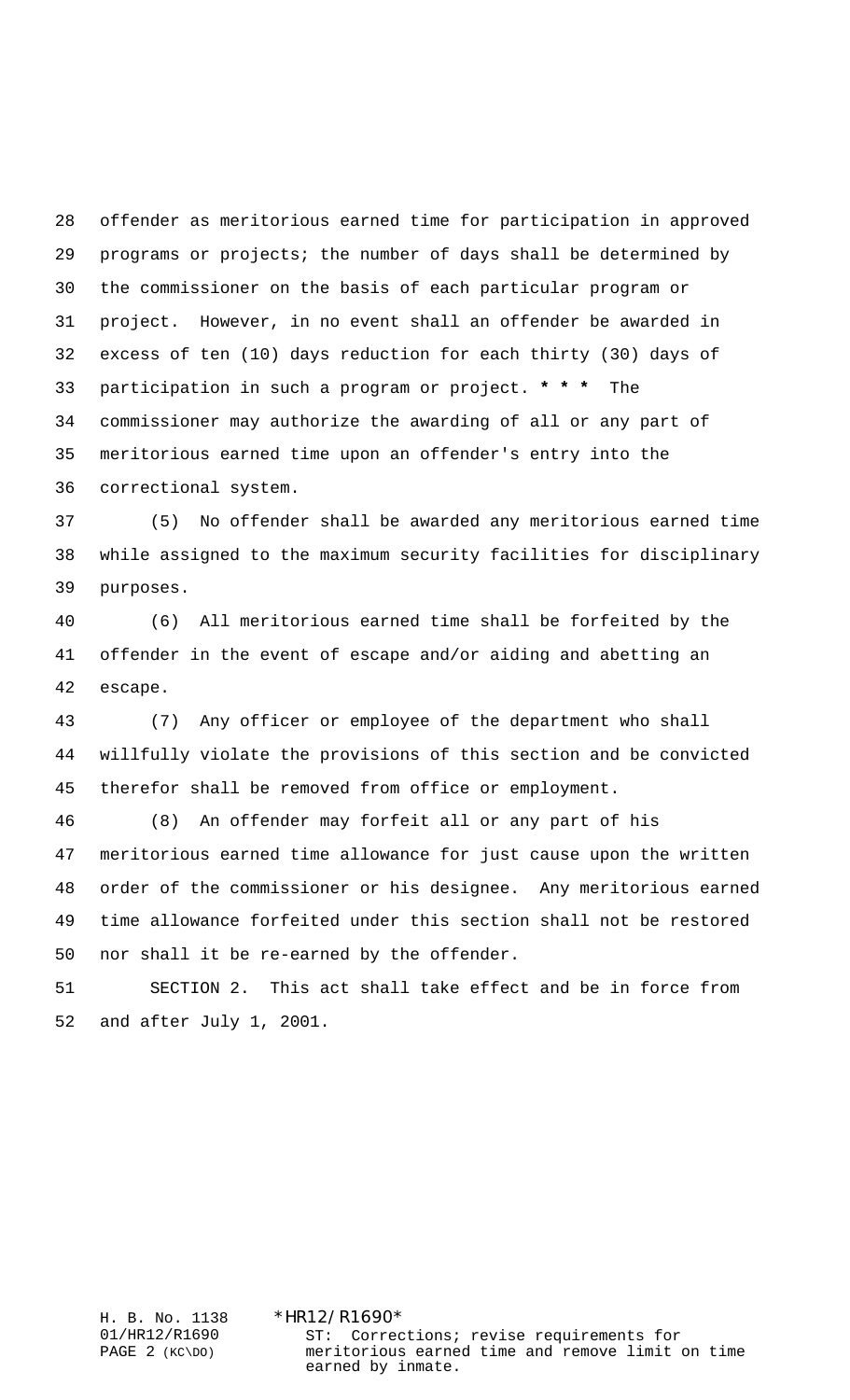offender as meritorious earned time for participation in approved programs or projects; the number of days shall be determined by the commissioner on the basis of each particular program or project. However, in no event shall an offender be awarded in excess of ten (10) days reduction for each thirty (30) days of participation in such a program or project. *** The commissioner may authorize the awarding of all or any part of meritorious earned time upon an offender's entry into the correctional system.

(5) No offender shall be awarded any meritorious earned time while assigned to the maximum security facilities for disciplinary purposes.

(6) All meritorious earned time shall be forfeited by the offender in the event of escape and/or aiding and abetting an escape.

(7) Any officer or employee of the department who shall willfully violate the provisions of this section and be convicted therefor shall be removed from office or employment.

(8) An offender may forfeit all or any part of his meritorious earned time allowance for just cause upon the written order of the commissioner or his designee. Any meritorious earned time allowance forfeited under this section shall not be restored nor shall it be re-earned by the offender.

SECTION 2. This act shall take effect and be in force from and after July 1, 2001.

ST: Corrections; revise requirements for meritorious earned time and remove limit on time earned by inmate.